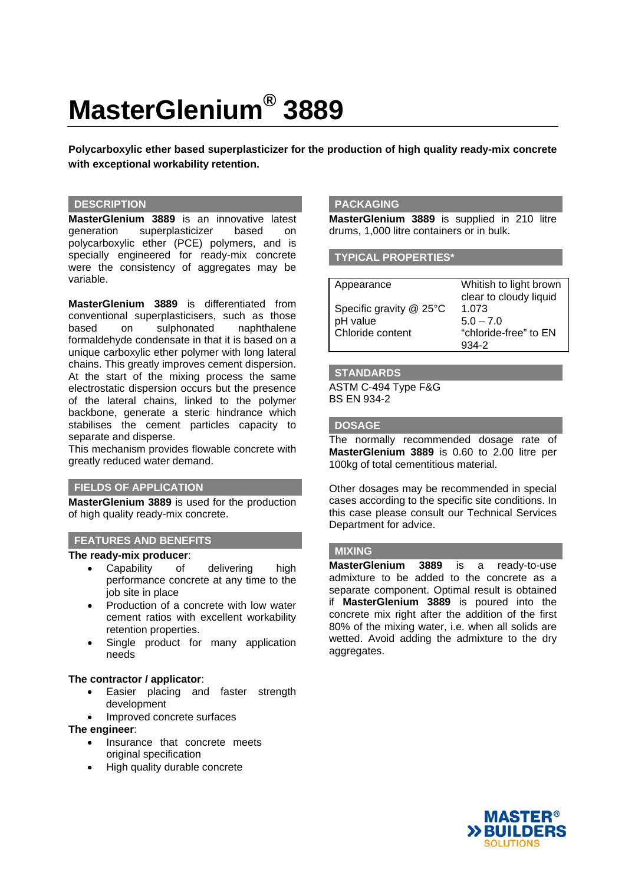# MasterGlenium® 3889

**Polycarboxylic ether based superplasticizer for the production of high quality ready-mix concrete with exceptional workability retention.**

## DESCRIPTION

**MasterGlenium 3889** is an innovative latest generation superplasticizer based on polycarboxylic ether (PCE) polymers, and is specially engineered for ready-mix concrete were the consistency of aggregates may be variable.

**MasterGlenium 3889** is differentiated from conventional superplasticisers, such as those based on sulphonated naphthalene formaldehyde condensate in that it is based on a unique carboxylic ether polymer with long lateral chains. This greatly improves cement dispersion. At the start of the mixing process the same electrostatic dispersion occurs but the presence of the lateral chains, linked to the polymer backbone, generate a steric hindrance which stabilises the cement particles capacity to separate and disperse.
This mechanism provides flowable concrete with greatly reduced water demand.

## FIELDS OF APPLICATION

**MasterGlenium 3889** is used for the production of high quality ready-mix concrete.

## FEATURES AND BENEFITS

**The ready-mix producer**:

- Capability of delivering high performance concrete at any time to the job site in place
- Production of a concrete with low water cement ratios with excellent workability retention properties.
- Single product for many application needs

**The contractor / applicator**:

- Easier placing and faster strength development
- Improved concrete surfaces

**The engineer**:

- Insurance that concrete meets original specification
- High quality durable concrete

## PACKAGING

**MasterGlenium 3889** is supplied in 210 litre drums, 1,000 litre containers or in bulk.

## TYPICAL PROPERTIES*

| | |
|---|---|
| Appearance | Whitish to light brown clear to cloudy liquid |
| Specific gravity @ 25°C | 1.073 |
| pH value | 5.0 – 7.0 |
| Chloride content | "chloride-free" to EN 934-2 |

## STANDARDS

ASTM C-494 Type F&G
BS EN 934-2

## DOSAGE

The normally recommended dosage rate of **MasterGlenium 3889** is 0.60 to 2.00 litre per 100kg of total cementitious material.

Other dosages may be recommended in special cases according to the specific site conditions. In this case please consult our Technical Services Department for advice.

## MIXING

**MasterGlenium 3889** is a ready-to-use admixture to be added to the concrete as a separate component. Optimal result is obtained if **MasterGlenium 3889** is poured into the concrete mix right after the addition of the first 80% of the mixing water, i.e. when all solids are wetted. Avoid adding the admixture to the dry aggregates.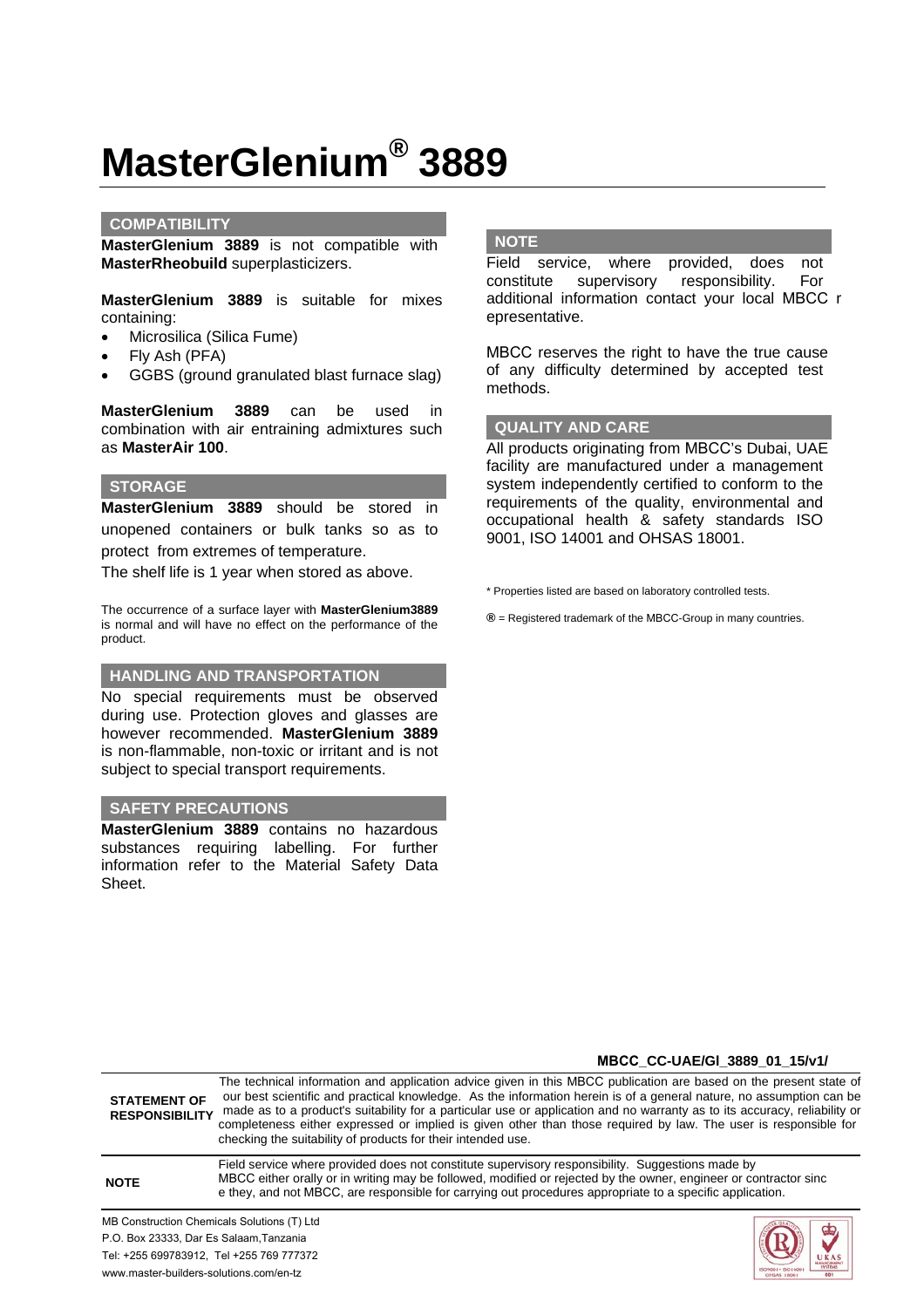# MasterGlenium® 3889

## COMPATIBILITY

**MasterGlenium 3889** is not compatible with **MasterRheobuild** superplasticizers.

**MasterGlenium 3889** is suitable for mixes containing:

- Microsilica (Silica Fume)
- Fly Ash (PFA)
- GGBS (ground granulated blast furnace slag)

**MasterGlenium 3889** can be used in combination with air entraining admixtures such as **MasterAir 100**.

## STORAGE

**MasterGlenium 3889** should be stored in unopened containers or bulk tanks so as to protect from extremes of temperature.

The shelf life is 1 year when stored as above.

The occurrence of a surface layer with **MasterGlenium3889** is normal and will have no effect on the performance of the product.

## HANDLING AND TRANSPORTATION

No special requirements must be observed during use. Protection gloves and glasses are however recommended. **MasterGlenium 3889** is non-flammable, non-toxic or irritant and is not subject to special transport requirements.

## SAFETY PRECAUTIONS

**MasterGlenium 3889** contains no hazardous substances requiring labelling. For further information refer to the Material Safety Data Sheet.

## NOTE

Field service, where provided, does not constitute supervisory responsibility. For additional information contact your local MBCC r epresentative.

MBCC reserves the right to have the true cause of any difficulty determined by accepted test methods.

## QUALITY AND CARE

All products originating from MBCC's Dubai, UAE facility are manufactured under a management system independently certified to conform to the requirements of the quality, environmental and occupational health & safety standards ISO 9001, ISO 14001 and OHSAS 18001.

\* Properties listed are based on laboratory controlled tests.

® = Registered trademark of the MBCC-Group in many countries.

**MBCC_CC-UAE/Gl_3889_01_15/v1/**

| | |
|---|---|
| **STATEMENT OF RESPONSIBILITY** | The technical information and application advice given in this MBCC publication are based on the present state of our best scientific and practical knowledge. As the information herein is of a general nature, no assumption can be made as to a product's suitability for a particular use or application and no warranty as to its accuracy, reliability or completeness either expressed or implied is given other than those required by law. The user is responsible for checking the suitability of products for their intended use. |
| **NOTE** | Field service where provided does not constitute supervisory responsibility. Suggestions made by MBCC either orally or in writing may be followed, modified or rejected by the owner, engineer or contractor sinc e they, and not MBCC, are responsible for carrying out procedures appropriate to a specific application. |

MB Construction Chemicals Solutions (T) Ltd
P.O. Box 23333, Dar Es Salaam,Tanzania
Tel: +255 699783912, Tel +255 769 777372
www.master-builders-solutions.com/en-tz